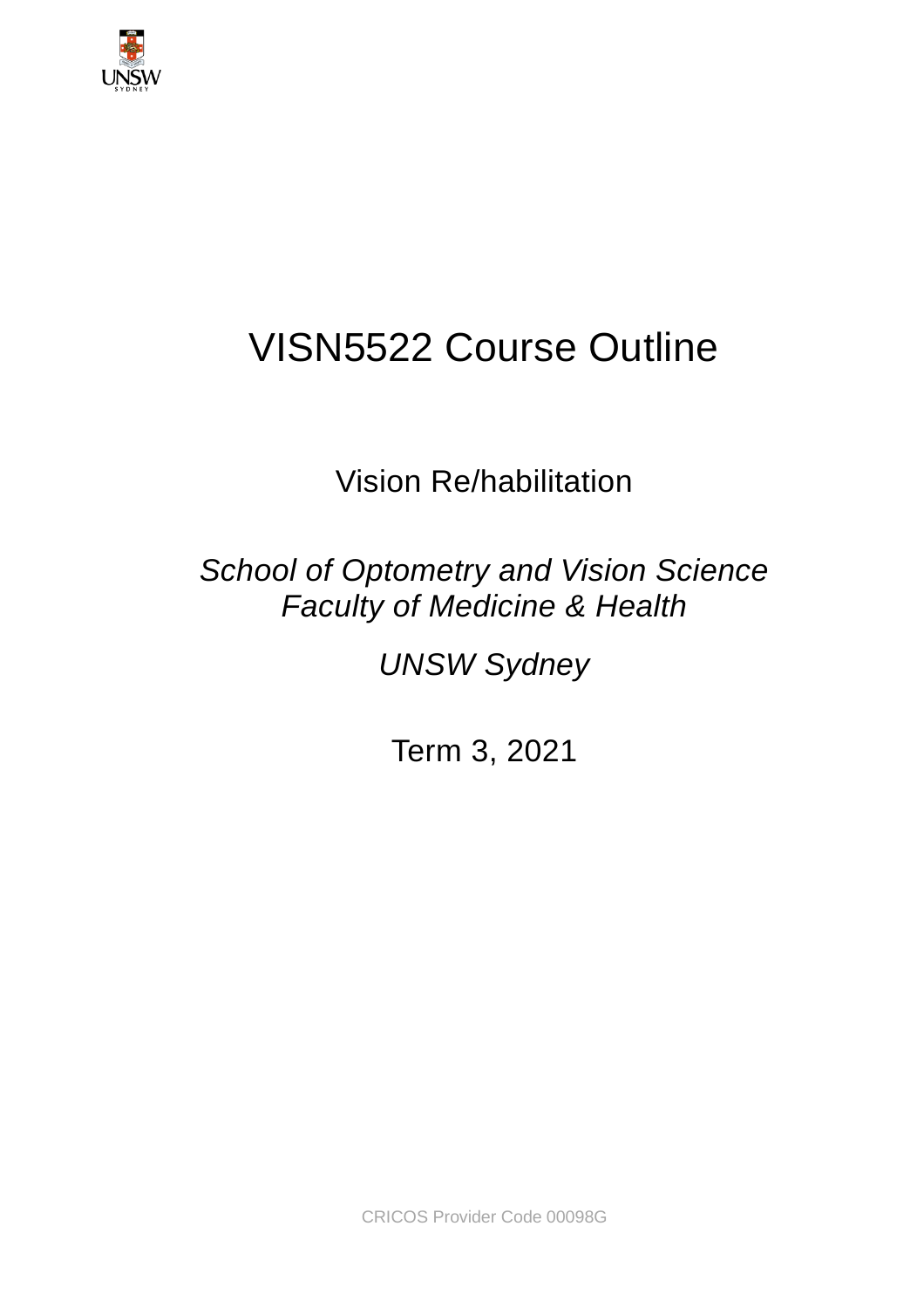# VISN5522 Course Outline

## Vision Re/habilitation

*School of Optometry and Vision Science*
*Faculty of Medicine & Health*

*UNSW Sydney*

Term 3, 2021

CRICOS Provider Code 00098G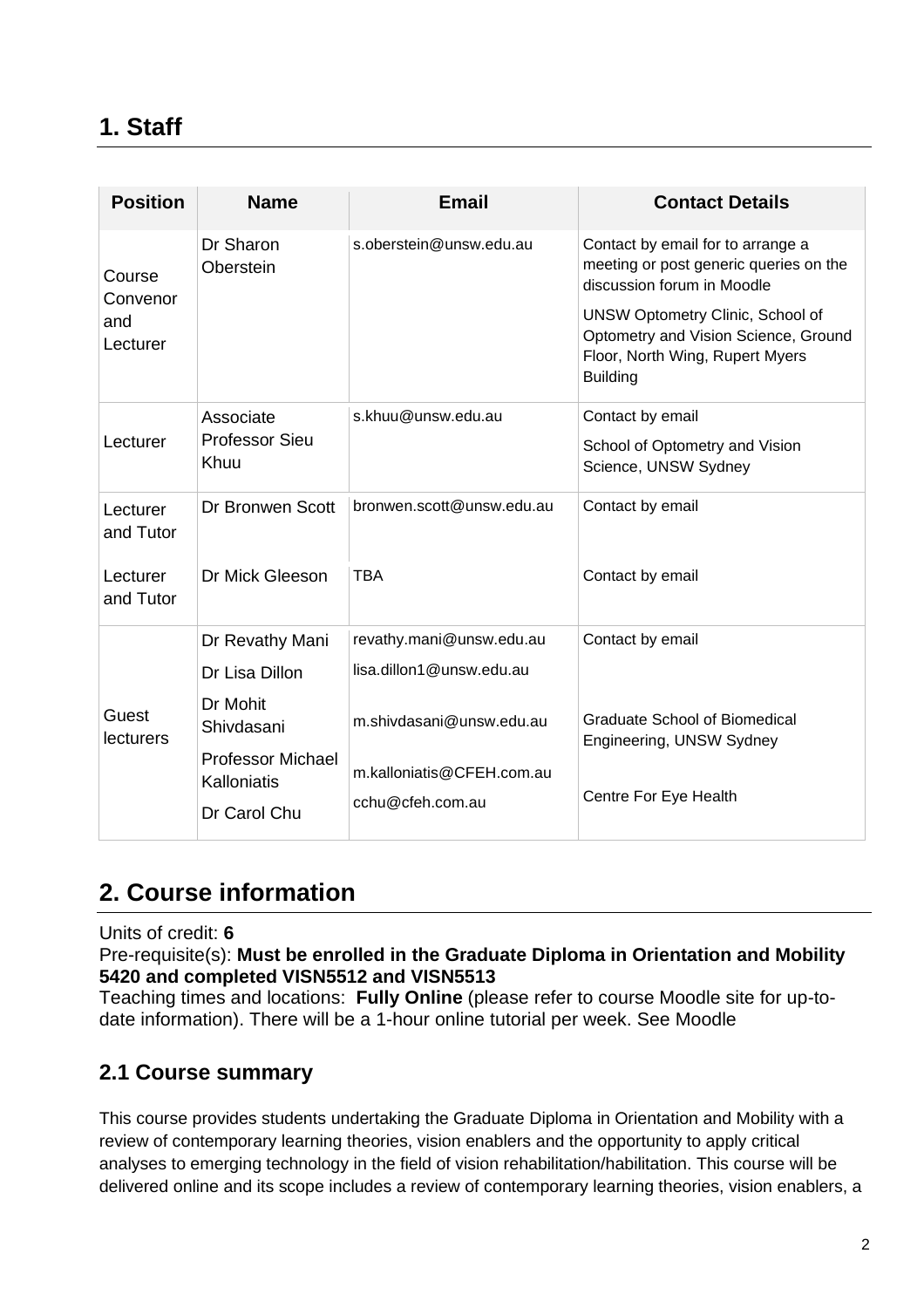# 1. Staff

| Position | Name | Email | Contact Details |
|---|---|---|---|
| Course Convenor and Lecturer | Dr Sharon Oberstein | s.oberstein@unsw.edu.au | Contact by email to arrange a meeting or post generic queries on the discussion forum in Moodle<br>UNSW Optometry Clinic, School of Optometry and Vision Science, Ground Floor, North Wing, Rupert Myers Building |
| Lecturer | Associate Professor Sieu Khuu | s.khuu@unsw.edu.au | Contact by email<br>School of Optometry and Vision Science, UNSW Sydney |
| Lecturer and Tutor | Dr Bronwen Scott | bronwen.scott@unsw.edu.au | Contact by email |
| Lecturer and Tutor | Dr Mick Gleeson | TBA | Contact by email |
| Guest lecturers | Dr Revathy Mani | revathy.mani@unsw.edu.au | Contact by email |
| | Dr Lisa Dillon | lisa.dillon1@unsw.edu.au | |
| | Dr Mohit Shivdasani | m.shivdasani@unsw.edu.au | Graduate School of Biomedical Engineering, UNSW Sydney |
| | Professor Michael Kalloniatis | m.kalloniatis@CFEH.com.au | Centre For Eye Health |
| | Dr Carol Chu | cchu@cfeh.com.au | |

# 2. Course information

Units of credit: **6**
Pre-requisite(s): **Must be enrolled in the Graduate Diploma in Orientation and Mobility 5420 and completed VISN5512 and VISN5513**
Teaching times and locations: **Fully Online** (please refer to course Moodle site for up-to-date information). There will be a 1-hour online tutorial per week. See Moodle

## 2.1 Course summary

This course provides students undertaking the Graduate Diploma in Orientation and Mobility with a review of contemporary learning theories, vision enablers and the opportunity to apply critical analyses to emerging technology in the field of vision rehabilitation/habilitation. This course will be delivered online and its scope includes a review of contemporary learning theories, vision enablers, a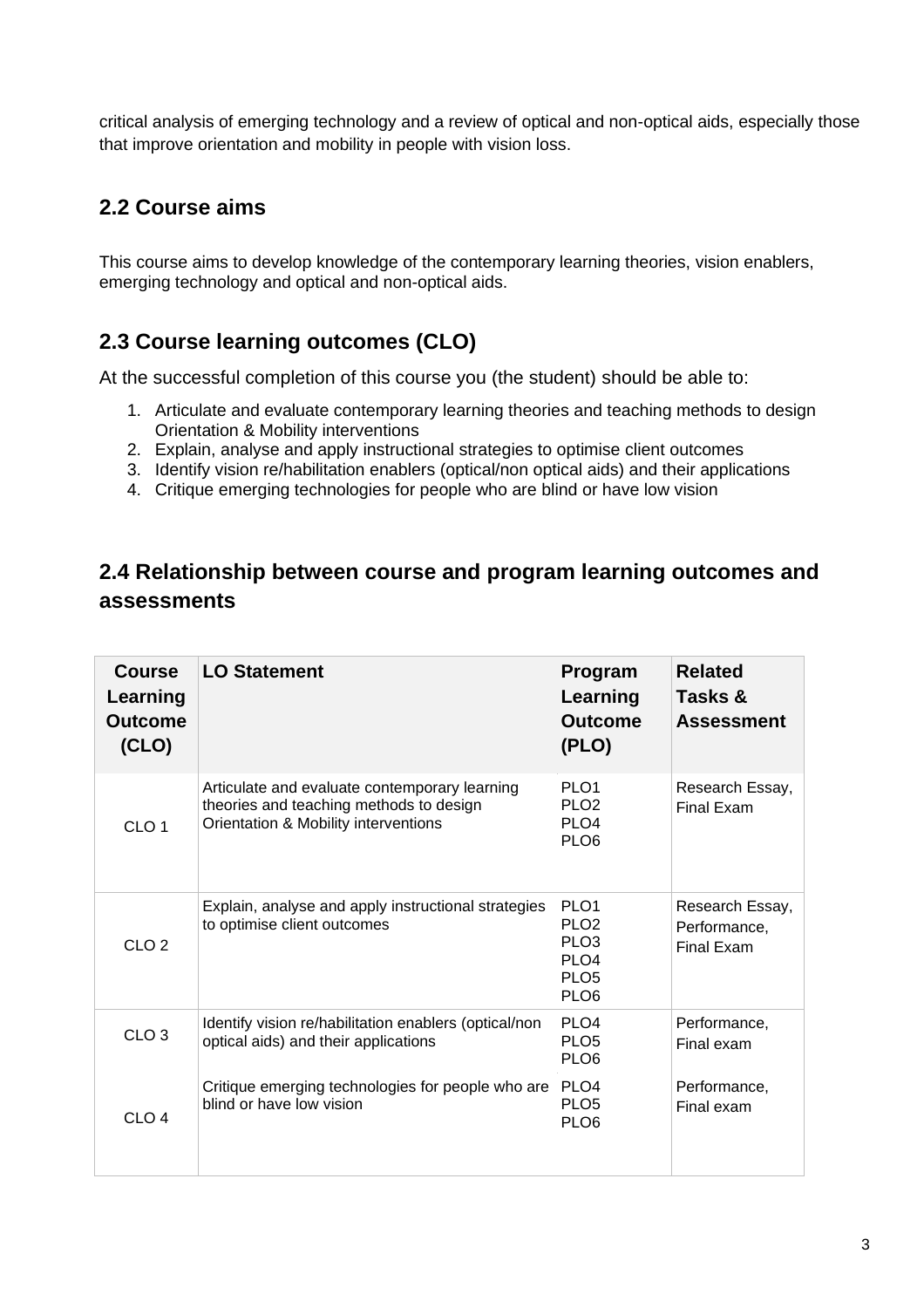critical analysis of emerging technology and a review of optical and non-optical aids, especially those that improve orientation and mobility in people with vision loss.

## 2.2 Course aims

This course aims to develop knowledge of the contemporary learning theories, vision enablers, emerging technology and optical and non-optical aids.

## 2.3 Course learning outcomes (CLO)

At the successful completion of this course you (the student) should be able to:

1. Articulate and evaluate contemporary learning theories and teaching methods to design Orientation & Mobility interventions
2. Explain, analyse and apply instructional strategies to optimise client outcomes
3. Identify vision re/habilitation enablers (optical/non optical aids) and their applications
4. Critique emerging technologies for people who are blind or have low vision

## 2.4 Relationship between course and program learning outcomes and assessments

| Course Learning Outcome (CLO) | LO Statement | Program Learning Outcome (PLO) | Related Tasks & Assessment |
|---|---|---|---|
| CLO 1 | Articulate and evaluate contemporary learning theories and teaching methods to design Orientation & Mobility interventions | PLO1<br>PLO2<br>PLO4<br>PLO6 | Research Essay, Final Exam |
| CLO 2 | Explain, analyse and apply instructional strategies to optimise client outcomes | PLO1<br>PLO2<br>PLO3<br>PLO4<br>PLO5<br>PLO6 | Research Essay, Performance, Final Exam |
| CLO 3 | Identify vision re/habilitation enablers (optical/non optical aids) and their applications | PLO4<br>PLO5<br>PLO6 | Performance, Final exam |
| CLO 4 | Critique emerging technologies for people who are blind or have low vision | PLO4<br>PLO5<br>PLO6 | Performance, Final exam |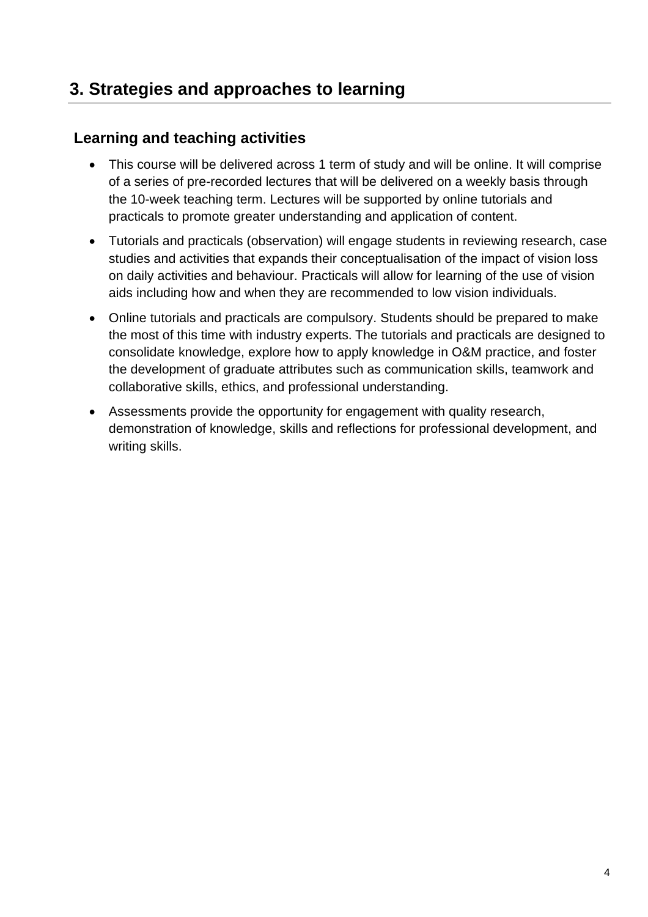# 3. Strategies and approaches to learning

## Learning and teaching activities

- This course will be delivered across 1 term of study and will be online. It will comprise of a series of pre-recorded lectures that will be delivered on a weekly basis through the 10-week teaching term. Lectures will be supported by online tutorials and practicals to promote greater understanding and application of content.
- Tutorials and practicals (observation) will engage students in reviewing research, case studies and activities that expands their conceptualisation of the impact of vision loss on daily activities and behaviour. Practicals will allow for learning of the use of vision aids including how and when they are recommended to low vision individuals.
- Online tutorials and practicals are compulsory. Students should be prepared to make the most of this time with industry experts. The tutorials and practicals are designed to consolidate knowledge, explore how to apply knowledge in O&M practice, and foster the development of graduate attributes such as communication skills, teamwork and collaborative skills, ethics, and professional understanding.
- Assessments provide the opportunity for engagement with quality research, demonstration of knowledge, skills and reflections for professional development, and writing skills.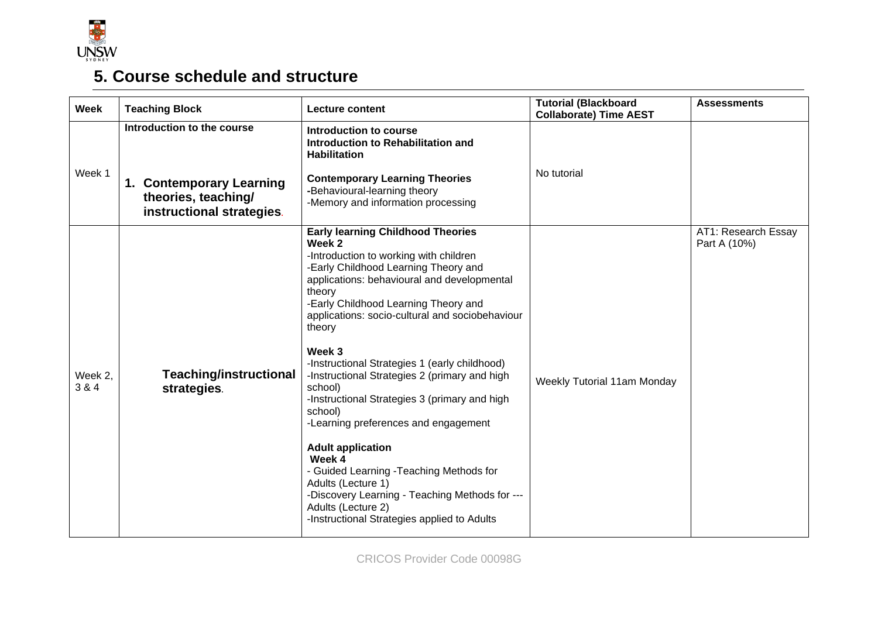## 5. Course schedule and structure

| Week | Teaching Block | Lecture content | Tutorial (Blackboard Collaborate) Time AEST | Assessments |
|---|---|---|---|---|
| Week 1 | **Introduction to the course**<br><br>**1. Contemporary Learning theories, teaching/ instructional strategies.** | **Introduction to course**<br>**Introduction to Rehabilitation and Habilitation**<br><br>**Contemporary Learning Theories**<br>-Behavioural-learning theory<br>-Memory and information processing | No tutorial | |
| Week 2, 3 & 4 | **Teaching/instructional strategies.** | **Early learning Childhood Theories**<br>**Week 2**<br>-Introduction to working with children<br>-Early Childhood Learning Theory and applications: behavioural and developmental theory<br>-Early Childhood Learning Theory and applications: socio-cultural and sociobehaviour theory<br><br>**Week 3**<br>-Instructional Strategies 1 (early childhood)<br>-Instructional Strategies 2 (primary and high school)<br>-Instructional Strategies 3 (primary and high school)<br>-Learning preferences and engagement<br><br>**Adult application**<br>**Week 4**<br>- Guided Learning -Teaching Methods for Adults (Lecture 1)<br>-Discovery Learning - Teaching Methods for --- Adults (Lecture 2)<br>-Instructional Strategies applied to Adults | Weekly Tutorial 11am Monday | AT1: Research Essay Part A (10%) |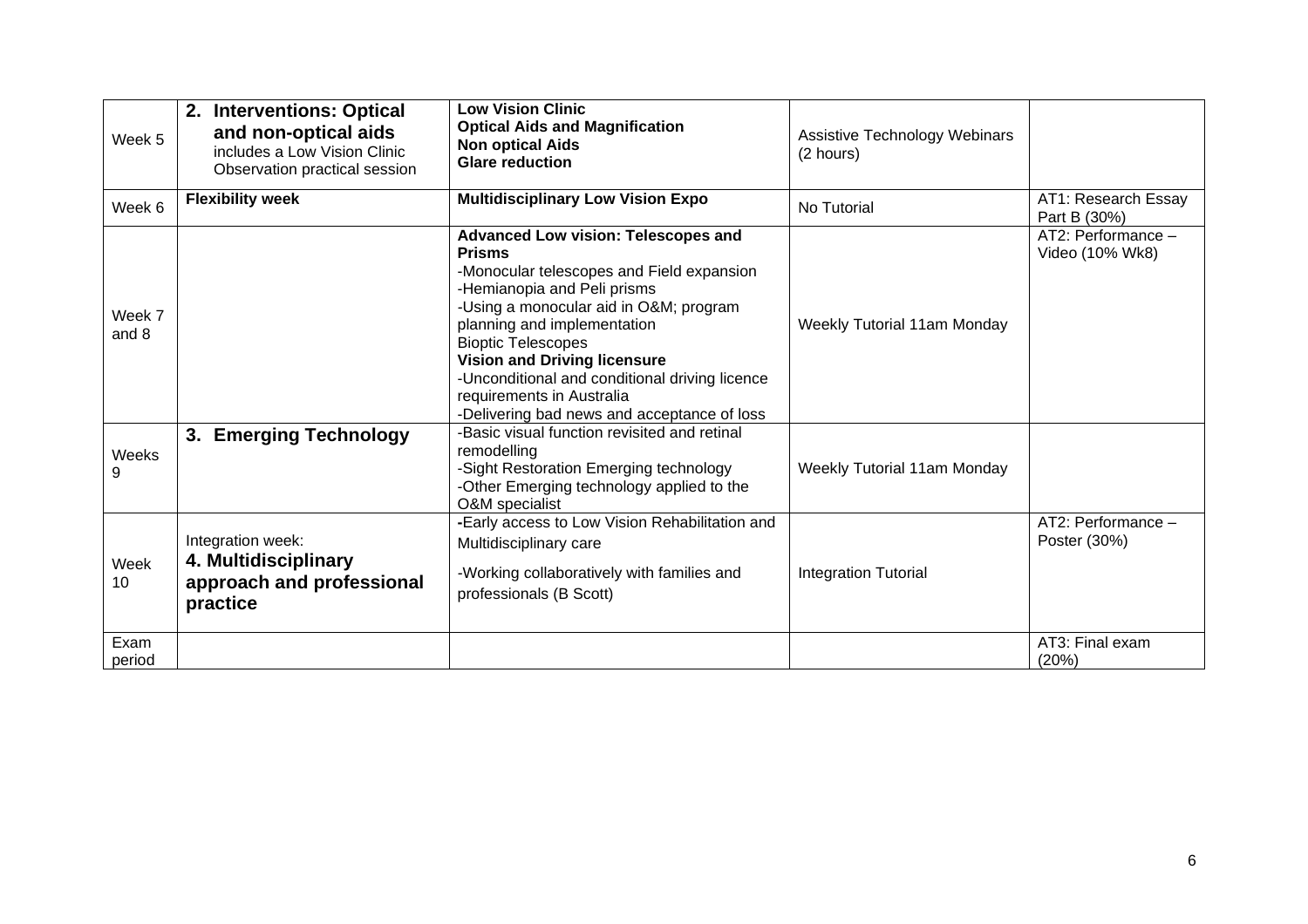| Week 5 | **2. Interventions: Optical and non-optical aids** includes a Low Vision Clinic Observation practical session | **Low Vision Clinic** **Optical Aids and Magnification** **Non optical Aids** **Glare reduction** | Assistive Technology Webinars (2 hours) | |
|---|---|---|---|---|
| Week 6 | **Flexibility week** | **Multidisciplinary Low Vision Expo** | No Tutorial | AT1: Research Essay Part B (30%) |
| Week 7 and 8 | | **Advanced Low vision: Telescopes and Prisms**<br>-Monocular telescopes and Field expansion<br>-Hemianopia and Peli prisms<br>-Using a monocular aid in O&M; program planning and implementation<br>Bioptic Telescopes<br>**Vision and Driving licensure**<br>-Unconditional and conditional driving licence requirements in Australia<br>-Delivering bad news and acceptance of loss | Weekly Tutorial 11am Monday | AT2: Performance – Video (10% Wk8) |
| Weeks 9 | **3. Emerging Technology** | -Basic visual function revisited and retinal remodelling<br>-Sight Restoration Emerging technology<br>-Other Emerging technology applied to the O&M specialist | Weekly Tutorial 11am Monday | |
| Week 10 | Integration week:<br>**4. Multidisciplinary approach and professional practice** | -Early access to Low Vision Rehabilitation and Multidisciplinary care<br>-Working collaboratively with families and professionals (B Scott) | Integration Tutorial | AT2: Performance – Poster (30%) |
| Exam period | | | | AT3: Final exam (20%) |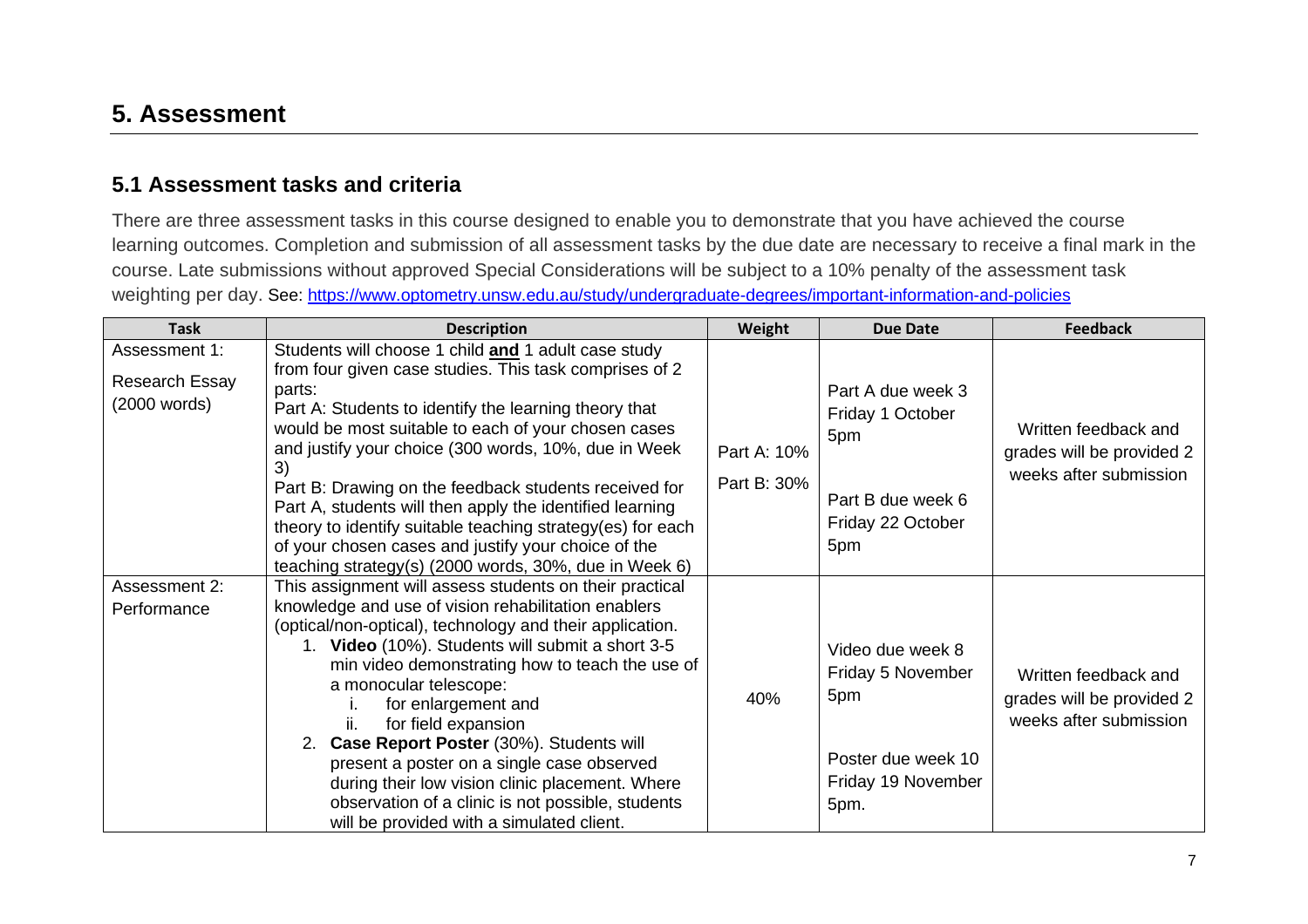## 5. Assessment

### 5.1 Assessment tasks and criteria

There are three assessment tasks in this course designed to enable you to demonstrate that you have achieved the course learning outcomes. Completion and submission of all assessment tasks by the due date are necessary to receive a final mark in the course. Late submissions without approved Special Considerations will be subject to a 10% penalty of the assessment task weighting per day. See: https://www.optometry.unsw.edu.au/study/undergraduate-degrees/important-information-and-policies

| Task | Description | Weight | Due Date | Feedback |
|---|---|---|---|---|
| Assessment 1: <br> Research Essay (2000 words) | Students will choose 1 child **and** 1 adult case study from four given case studies. This task comprises of 2 parts: <br> Part A: Students to identify the learning theory that would be most suitable to each of your chosen cases and justify your choice (300 words, 10%, due in Week 3) <br> Part B: Drawing on the feedback students received for Part A, students will then apply the identified learning theory to identify suitable teaching strategy(es) for each of your chosen cases and justify your choice of the teaching strategy(s) (2000 words, 30%, due in Week 6) | Part A: 10% <br> Part B: 30% | Part A due week 3 Friday 1 October 5pm <br> Part B due week 6 Friday 22 October 5pm | Written feedback and grades will be provided 2 weeks after submission |
| Assessment 2: <br> Performance | This assignment will assess students on their practical knowledge and use of vision rehabilitation enablers (optical/non-optical), technology and their application. <br> 1. **Video** (10%). Students will submit a short 3-5 min video demonstrating how to teach the use of a monocular telescope: <br> i. for enlargement and <br> ii. for field expansion <br> 2. **Case Report Poster** (30%). Students will present a poster on a single case observed during their low vision clinic placement. Where observation of a clinic is not possible, students will be provided with a simulated client. | 40% | Video due week 8 Friday 5 November 5pm <br> Poster due week 10 Friday 19 November 5pm. | Written feedback and grades will be provided 2 weeks after submission |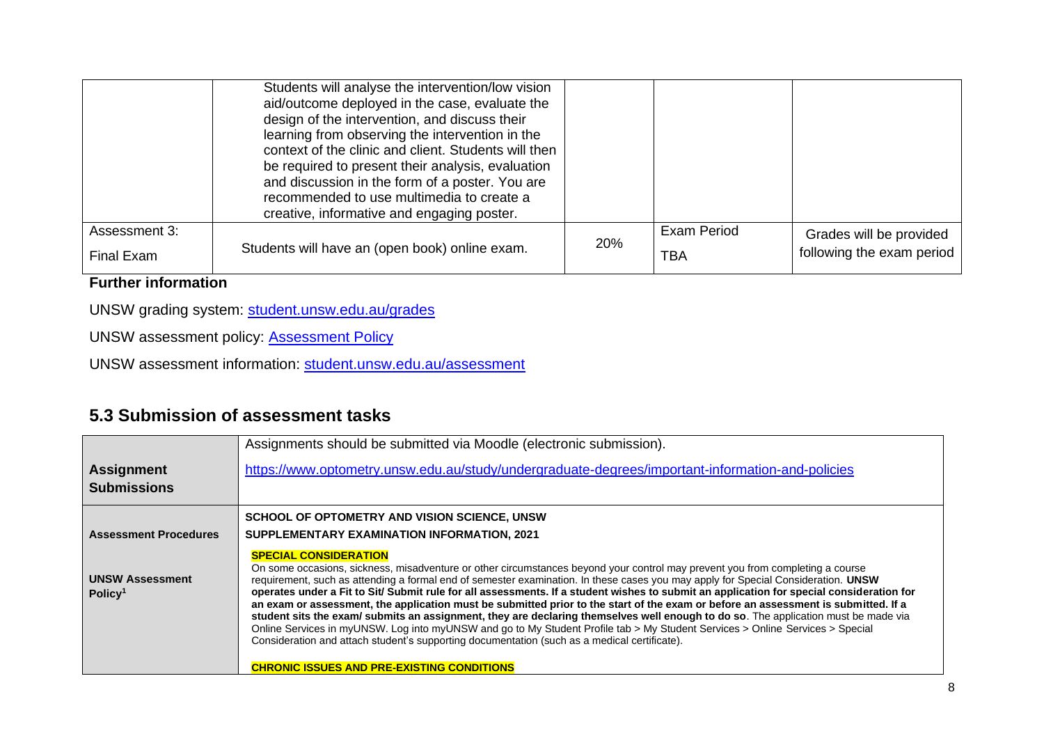| | | | | |
|---|---|---|---|---|
| | Students will analyse the intervention/low vision aid/outcome deployed in the case, evaluate the design of the intervention, and discuss their learning from observing the intervention in the context of the clinic and client. Students will then be required to present their analysis, evaluation and discussion in the form of a poster. You are recommended to use multimedia to create a creative, informative and engaging poster. | | | |
| Assessment 3: Final Exam | Students will have an (open book) online exam. | 20% | Exam Period TBA | Grades will be provided following the exam period |

**Further information**

UNSW grading system: [student.unsw.edu.au/grades](student.unsw.edu.au/grades)

UNSW assessment policy: [Assessment Policy]()

UNSW assessment information: [student.unsw.edu.au/assessment](student.unsw.edu.au/assessment)

## 5.3 Submission of assessment tasks

| | |
|---|---|
| **Assignment Submissions** | Assignments should be submitted via Moodle (electronic submission). [https://www.optometry.unsw.edu.au/study/undergraduate-degrees/important-information-and-policies](https://www.optometry.unsw.edu.au/study/undergraduate-degrees/important-information-and-policies) |
| **Assessment Procedures** **UNSW Assessment Policy[1]** | **SCHOOL OF OPTOMETRY AND VISION SCIENCE, UNSW** **SUPPLEMENTARY EXAMINATION INFORMATION, 2021** **SPECIAL CONSIDERATION** On some occasions, sickness, misadventure or other circumstances beyond your control may prevent you from completing a course requirement, such as attending a formal end of semester examination. In these cases you may apply for Special Consideration. **UNSW operates under a Fit to Sit/ Submit rule for all assessments. If a student wishes to submit an application for special consideration for an exam or assessment, the application must be submitted prior to the start of the exam or before an assessment is submitted. If a student sits the exam/ submits an assignment, they are declaring themselves well enough to do so**. The application must be made via Online Services in myUNSW. Log into myUNSW and go to My Student Profile tab > My Student Services > Online Services > Special Consideration and attach student's supporting documentation (such as a medical certificate). **CHRONIC ISSUES AND PRE-EXISTING CONDITIONS** |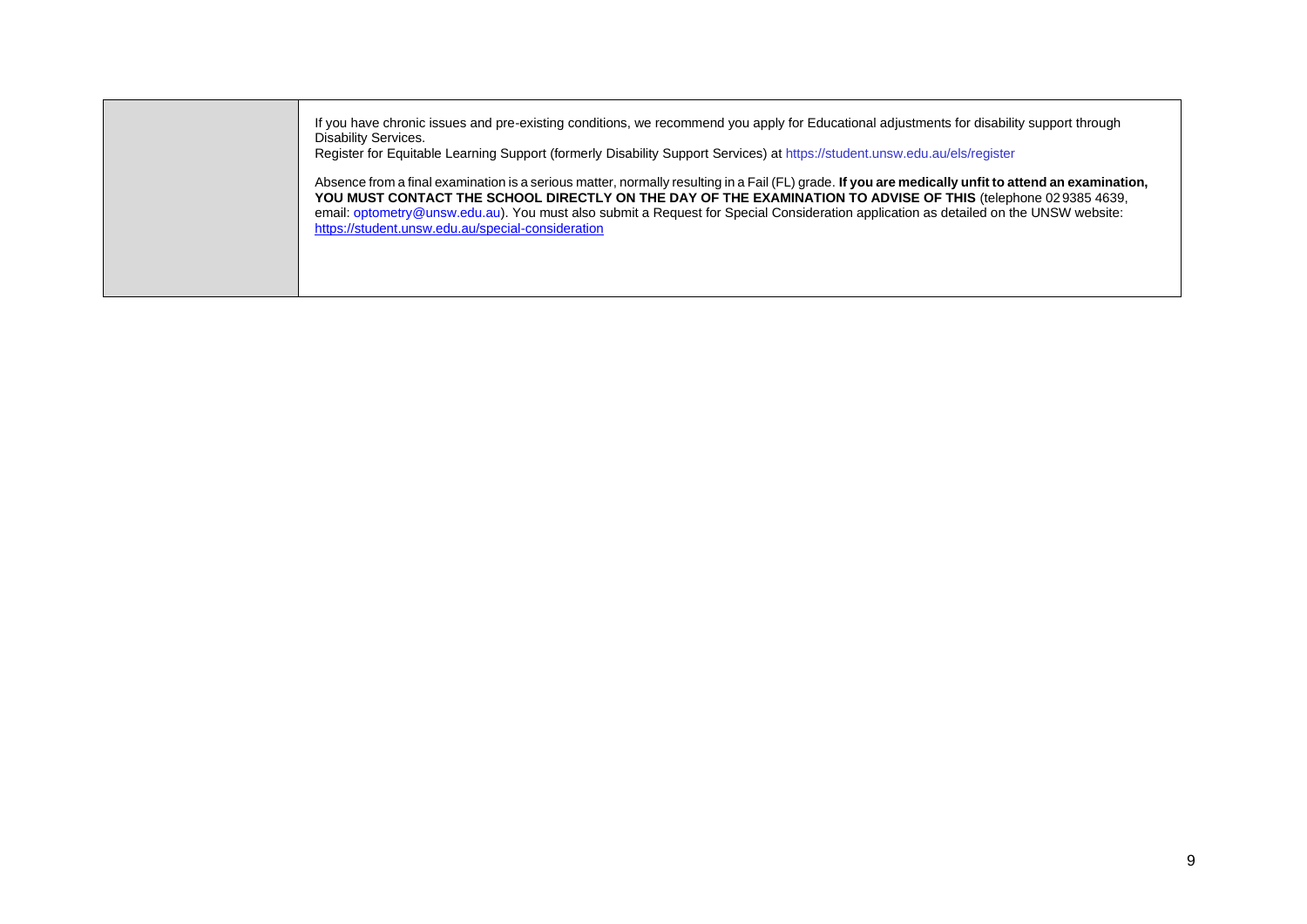| | |
|---|---|
| | If you have chronic issues and pre-existing conditions, we recommend you apply for Educational adjustments for disability support through Disability Services.<br>Register for Equitable Learning Support (formerly Disability Support Services) at https://student.unsw.edu.au/els/register<br><br>Absence from a final examination is a serious matter, normally resulting in a Fail (FL) grade. **If you are medically unfit to attend an examination, YOU MUST CONTACT THE SCHOOL DIRECTLY ON THE DAY OF THE EXAMINATION TO ADVISE OF THIS** (telephone 02 9385 4639, email: optometry@unsw.edu.au). You must also submit a Request for Special Consideration application as detailed on the UNSW website: https://student.unsw.edu.au/special-consideration |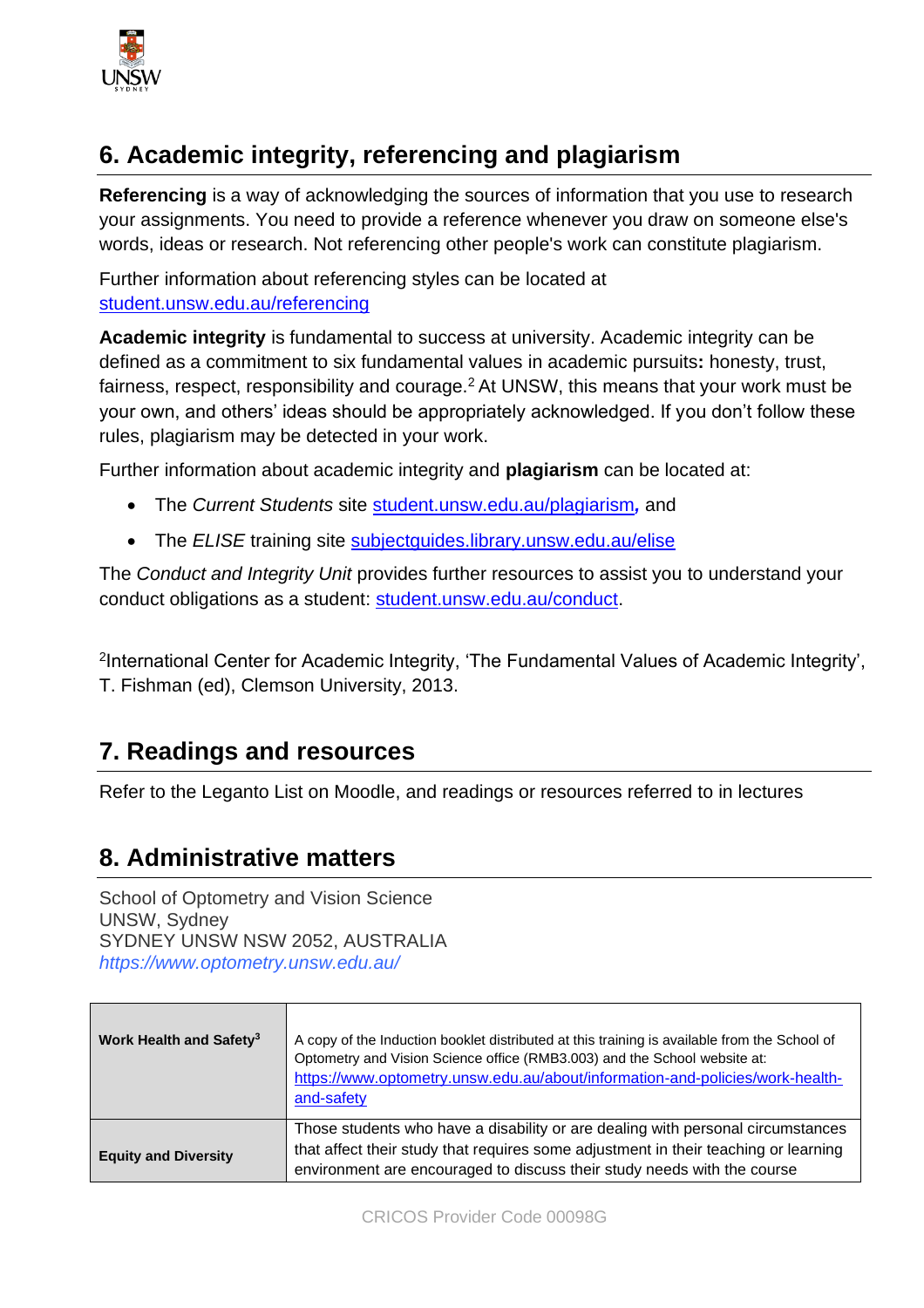## 6. Academic integrity, referencing and plagiarism

**Referencing** is a way of acknowledging the sources of information that you use to research your assignments. You need to provide a reference whenever you draw on someone else's words, ideas or research. Not referencing other people's work can constitute plagiarism.

Further information about referencing styles can be located at student.unsw.edu.au/referencing

**Academic integrity** is fundamental to success at university. Academic integrity can be defined as a commitment to six fundamental values in academic pursuits**:** honesty, trust, fairness, respect, responsibility and courage.[2] At UNSW, this means that your work must be your own, and others' ideas should be appropriately acknowledged. If you don't follow these rules, plagiarism may be detected in your work.

Further information about academic integrity and **plagiarism** can be located at:

- The *Current Students* site student.unsw.edu.au/plagiarism*,* and
- The *ELISE* training site subjectguides.library.unsw.edu.au/elise

The *Conduct and Integrity Unit* provides further resources to assist you to understand your conduct obligations as a student: student.unsw.edu.au/conduct.

[2]International Center for Academic Integrity, 'The Fundamental Values of Academic Integrity', T. Fishman (ed), Clemson University, 2013.

## 7. Readings and resources

Refer to the Leganto List on Moodle, and readings or resources referred to in lectures

## 8. Administrative matters

School of Optometry and Vision Science
UNSW, Sydney
SYDNEY UNSW NSW 2052, AUSTRALIA
*https://www.optometry.unsw.edu.au/*

| | |
|---|---|
| **Work Health and Safety[3]** | A copy of the Induction booklet distributed at this training is available from the School of Optometry and Vision Science office (RMB3.003) and the School website at: https://www.optometry.unsw.edu.au/about/information-and-policies/work-health-and-safety |
| **Equity and Diversity** | Those students who have a disability or are dealing with personal circumstances that affect their study that requires some adjustment in their teaching or learning environment are encouraged to discuss their study needs with the course |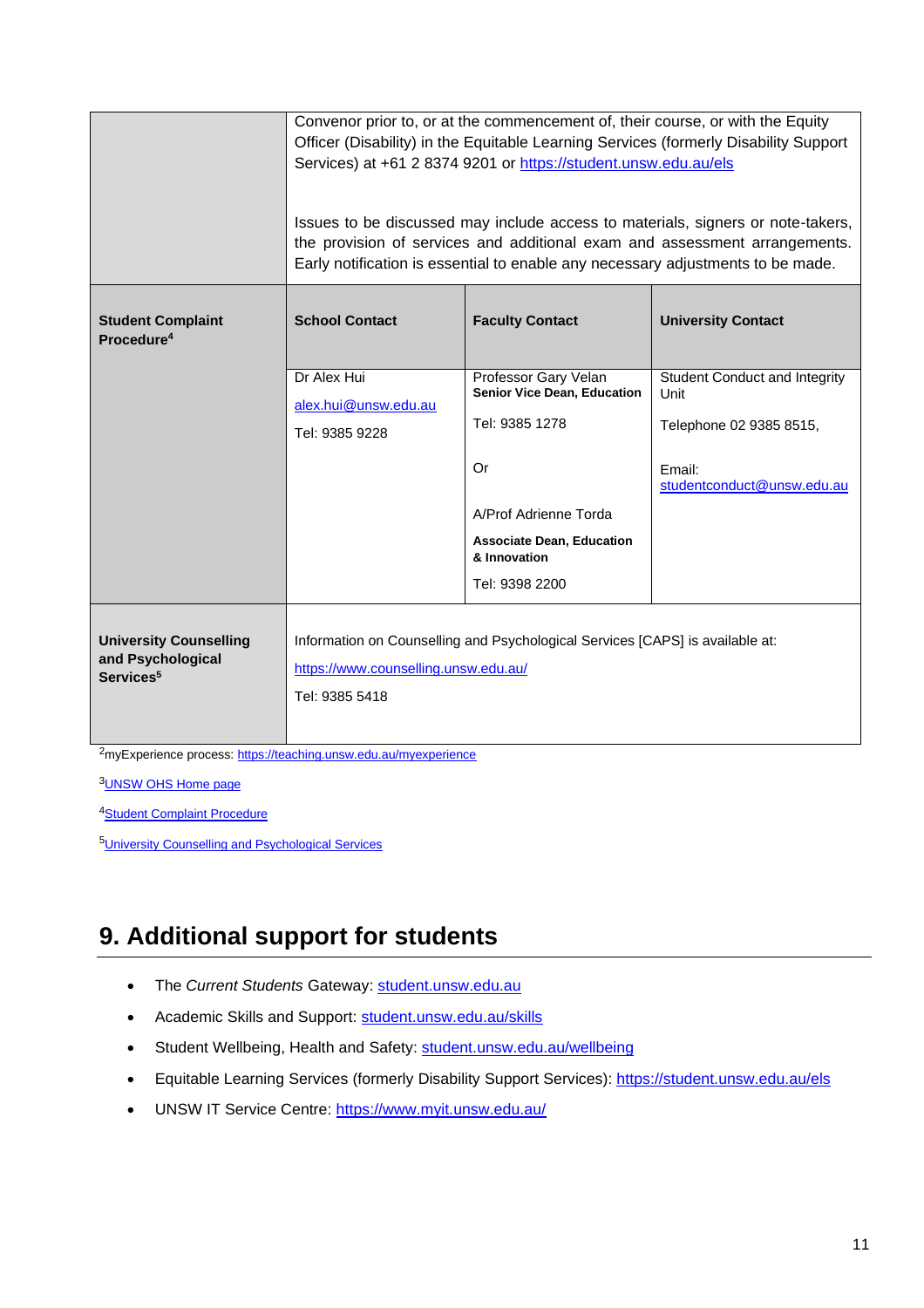| | | | |
|---|---|---|---|
| | Convenor prior to, or at the commencement of, their course, or with the Equity Officer (Disability) in the Equitable Learning Services (formerly Disability Support Services) at +61 2 8374 9201 or https://student.unsw.edu.au/els<br><br>Issues to be discussed may include access to materials, signers or note-takers, the provision of services and additional exam and assessment arrangements. Early notification is essential to enable any necessary adjustments to be made. | | |
| **Student Complaint Procedure**[4] | **School Contact** | **Faculty Contact** | **University Contact** |
| | Dr Alex Hui<br>alex.hui@unsw.edu.au<br>Tel: 9385 9228 | Professor Gary Velan<br>**Senior Vice Dean, Education**<br>Tel: 9385 1278<br><br>Or<br><br>A/Prof Adrienne Torda<br>**Associate Dean, Education & Innovation**<br>Tel: 9398 2200 | Student Conduct and Integrity Unit<br>Telephone 02 9385 8515,<br><br>Email: studentconduct@unsw.edu.au |
| **University Counselling and Psychological Services**[5] | Information on Counselling and Psychological Services [CAPS] is available at:<br>https://www.counselling.unsw.edu.au/<br>Tel: 9385 5418 | | |

[2]myExperience process: https://teaching.unsw.edu.au/myexperience

[3]UNSW OHS Home page

[4]Student Complaint Procedure

[5]University Counselling and Psychological Services

# 9. Additional support for students

- The *Current Students* Gateway: student.unsw.edu.au
- Academic Skills and Support: student.unsw.edu.au/skills
- Student Wellbeing, Health and Safety: student.unsw.edu.au/wellbeing
- Equitable Learning Services (formerly Disability Support Services): https://student.unsw.edu.au/els
- UNSW IT Service Centre: https://www.myit.unsw.edu.au/